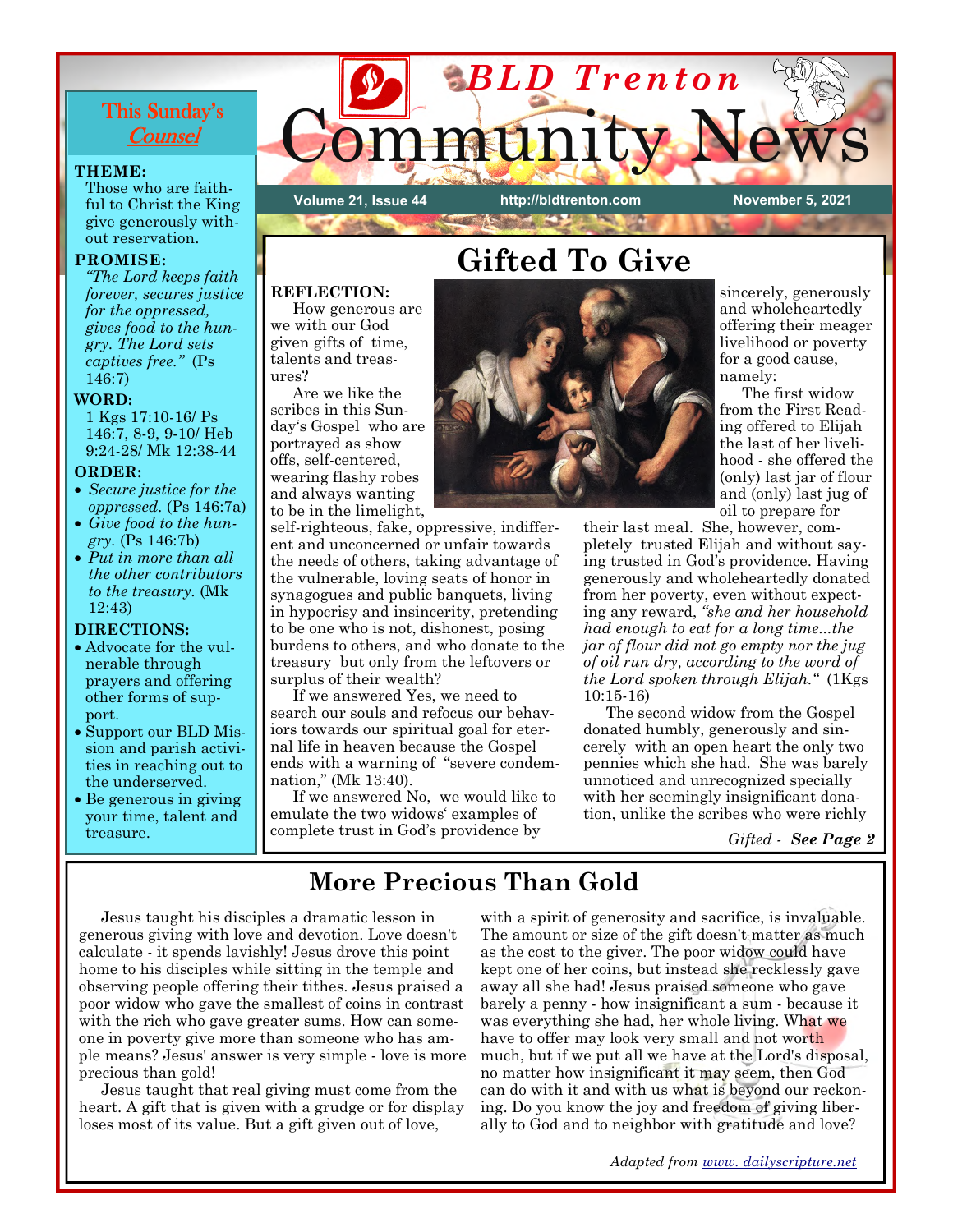# BLD Trenton Community News

Volume 21, Issue 44 | http://bldtrenton.com | November 5, 2021

## This Sunday's *Counsel*

**THEME:**
Those who are faithful to Christ the King give generously without reservation.

**PROMISE:**
*"The Lord keeps faith forever, secures justice for the oppressed, gives food to the hungry. The Lord sets captives free."* (Ps 146:7)

**WORD:**
1 Kgs 17:10-16/ Ps 146:7, 8-9, 9-10/ Heb 9:24-28/ Mk 12:38-44

**ORDER:**
- *Secure justice for the oppressed.* (Ps 146:7a)
- *Give food to the hungry.* (Ps 146:7b)
- *Put in more than all the other contributors to the treasury.* (Mk 12:43)

**DIRECTIONS:**
- Advocate for the vulnerable through prayers and offering other forms of support.
- Support our BLD Mission and parish activities in reaching out to the underserved.
- Be generous in giving your time, talent and treasure.

## Gifted To Give

**REFLECTION:**
How generous are we with our God given gifts of time, talents and treasures?

Are we like the scribes in this Sunday's Gospel who are portrayed as show offs, self-centered, wearing flashy robes and always wanting to be in the limelight, self-righteous, fake, oppressive, indifferent and unconcerned or unfair towards the needs of others, taking advantage of the vulnerable, loving seats of honor in synagogues and public banquets, living in hypocrisy and insincerity, pretending to be one who is not, dishonest, posing burdens to others, and who donate to the treasury but only from the leftovers or surplus of their wealth?

If we answered Yes, we need to search our souls and refocus our behaviors towards our spiritual goal for eternal life in heaven because the Gospel ends with a warning of "severe condemnation," (Mk 13:40).

If we answered No, we would like to emulate the two widows' examples of complete trust in God's providence by sincerely, generously and wholeheartedly offering their meager livelihood or poverty for a good cause, namely:

The first widow from the First Reading offered to Elijah the last of her livelihood - she offered the (only) last jar of flour and (only) last jug of oil to prepare for their last meal. She, however, completely trusted Elijah and without saying trusted in God's providence. Having generously and wholeheartedly donated from her poverty, even without expecting any reward, *"she and her household had enough to eat for a long time...the jar of flour did not go empty nor the jug of oil run dry, according to the word of the Lord spoken through Elijah."* (1Kgs 10:15-16)

The second widow from the Gospel donated humbly, generously and sincerely with an open heart the only two pennies which she had. She was barely unnoticed and unrecognized specially with her seemingly insignificant donation, unlike the scribes who were richly

*Gifted -* ***See Page 2***

## More Precious Than Gold

Jesus taught his disciples a dramatic lesson in generous giving with love and devotion. Love doesn't calculate - it spends lavishly! Jesus drove this point home to his disciples while sitting in the temple and observing people offering their tithes. Jesus praised a poor widow who gave the smallest of coins in contrast with the rich who gave greater sums. How can someone in poverty give more than someone who has ample means? Jesus' answer is very simple - love is more precious than gold!

Jesus taught that real giving must come from the heart. A gift that is given with a grudge or for display loses most of its value. But a gift given out of love, with a spirit of generosity and sacrifice, is invaluable. The amount or size of the gift doesn't matter as much as the cost to the giver. The poor widow could have kept one of her coins, but instead she recklessly gave away all she had! Jesus praised someone who gave barely a penny - how insignificant a sum - because it was everything she had, her whole living. What we have to offer may look very small and not worth much, but if we put all we have at the Lord's disposal, no matter how insignificant it may seem, then God can do with it and with us what is beyond our reckoning. Do you know the joy and freedom of giving liberally to God and to neighbor with gratitude and love?

*Adapted from [www. dailyscripture.net](www.dailyscripture.net)*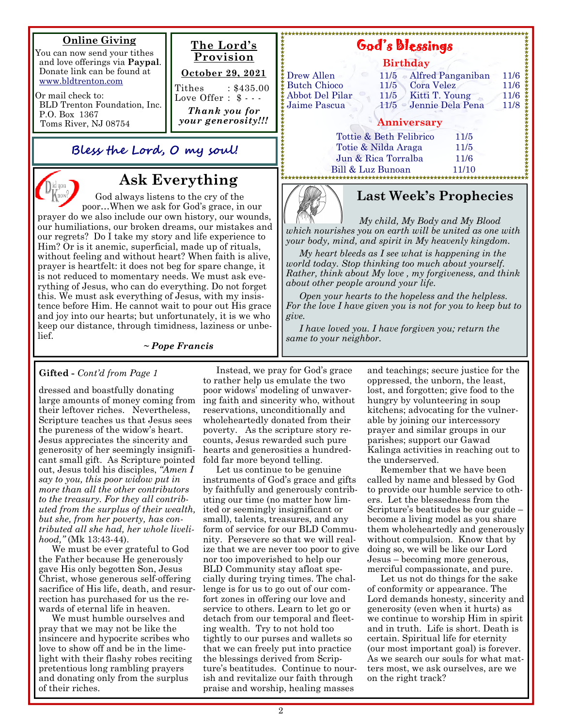## Online Giving

You can now send your tithes and love offerings via **Paypal**. Donate link can be found at www.bldtrenton.com

Or mail check to:
BLD Trenton Foundation, Inc.
P.O. Box 1367
Toms River, NJ 08754

## The Lord's Provision

**October 29, 2021**

Tithes : $435.00
Love Offer : $ - - -

***Thank you for your generosity!!!***

## God's Blessings

### Birthday

| | | | |
|---|---|---|---|
| Drew Allen | 11/5 | Alfred Panganiban | 11/6 |
| Butch Chioco | 11/5 | Cora Velez | 11/6 |
| Abbot Del Pilar | 11/5 | Kitti T. Young | 11/6 |
| Jaime Pascua | 11/5 | Jennie Dela Pena | 11/8 |

### Anniversary

| | |
|---|---|
| Tottie & Beth Felibrico | 11/5 |
| Totie & Nilda Araga | 11/5 |
| Jun & Rica Torralba | 11/6 |
| Bill & Luz Bunoan | 11/10 |

**Bless the Lord, O my soul!**

## Ask Everything

Did you Know?

God always listens to the cry of the poor…When we ask for God's grace, in our prayer do we also include our own history, our wounds, our humiliations, our broken dreams, our mistakes and our regrets? Do I take my story and life experience to Him? Or is it anemic, superficial, made up of rituals, without feeling and without heart? When faith is alive, prayer is heartfelt: it does not beg for spare change, it is not reduced to momentary needs. We must ask everything of Jesus, who can do everything. Do not forget this. We must ask everything of Jesus, with my insistence before Him. He cannot wait to pour out His grace and joy into our hearts; but unfortunately, it is we who keep our distance, through timidness, laziness or unbelief.

***~ Pope Francis***

## Last Week's Prophecies

*My child, My Body and My Blood which nourishes you on earth will be united as one with your body, mind, and spirit in My heavenly kingdom.*

*My heart bleeds as I see what is happening in the world today. Stop thinking too much about yourself. Rather, think about My love , my forgiveness, and think about other people around your life.*

*Open your hearts to the hopeless and the helpless. For the love I have given you is not for you to keep but to give.*

*I have loved you. I have forgiven you; return the same to your neighbor.*

**Gifted** - *Cont'd from Page 1*

dressed and boastfully donating large amounts of money coming from their leftover riches. Nevertheless, Scripture teaches us that Jesus sees the pureness of the widow's heart. Jesus appreciates the sincerity and generosity of her seemingly insignificant small gift. As Scripture pointed out, Jesus told his disciples, *"Amen I say to you, this poor widow put in more than all the other contributors to the treasury. For they all contributed from the surplus of their wealth, but she, from her poverty, has contributed all she had, her whole livelihood,"* (Mk 13:43-44).

We must be ever grateful to God the Father because He generously gave His only begotten Son, Jesus Christ, whose generous self-offering sacrifice of His life, death, and resurrection has purchased for us the rewards of eternal life in heaven.

We must humble ourselves and pray that we may not be like the insincere and hypocrite scribes who love to show off and be in the limelight with their flashy robes reciting pretentious long rambling prayers and donating only from the surplus of their riches.

Instead, we pray for God's grace to rather help us emulate the two poor widows' modeling of unwavering faith and sincerity who, without reservations, unconditionally and wholeheartedly donated from their poverty. As the scripture story recounts, Jesus rewarded such pure hearts and generosities a hundredfold far more beyond telling.

Let us continue to be genuine instruments of God's grace and gifts by faithfully and generously contributing our time (no matter how limited or seemingly insignificant or small), talents, treasures, and any form of service for our BLD Community. Persevere so that we will realize that we are never too poor to give nor too impoverished to help our BLD Community stay afloat specially during trying times. The challenge is for us to go out of our comfort zones in offering our love and service to others. Learn to let go or detach from our temporal and fleeting wealth. Try to not hold too tightly to our purses and wallets so that we can freely put into practice the blessings derived from Scripture's beatitudes. Continue to nourish and revitalize our faith through praise and worship, healing masses and teachings; secure justice for the oppressed, the unborn, the least, lost, and forgotten; give food to the hungry by volunteering in soup kitchens; advocating for the vulnerable by joining our intercessory prayer and similar groups in our parishes; support our Gawad Kalinga activities in reaching out to the underserved.

Remember that we have been called by name and blessed by God to provide our humble service to others. Let the blessedness from the Scripture's beatitudes be our guide – become a living model as you share them wholeheartedly and generously without compulsion. Know that by doing so, we will be like our Lord Jesus – becoming more generous, merciful compassionate, and pure.

Let us not do things for the sake of conformity or appearance. The Lord demands honesty, sincerity and generosity (even when it hurts) as we continue to worship Him in spirit and in truth. Life is short. Death is certain. Spiritual life for eternity (our most important goal) is forever. As we search our souls for what matters most, we ask ourselves, are we on the right track?